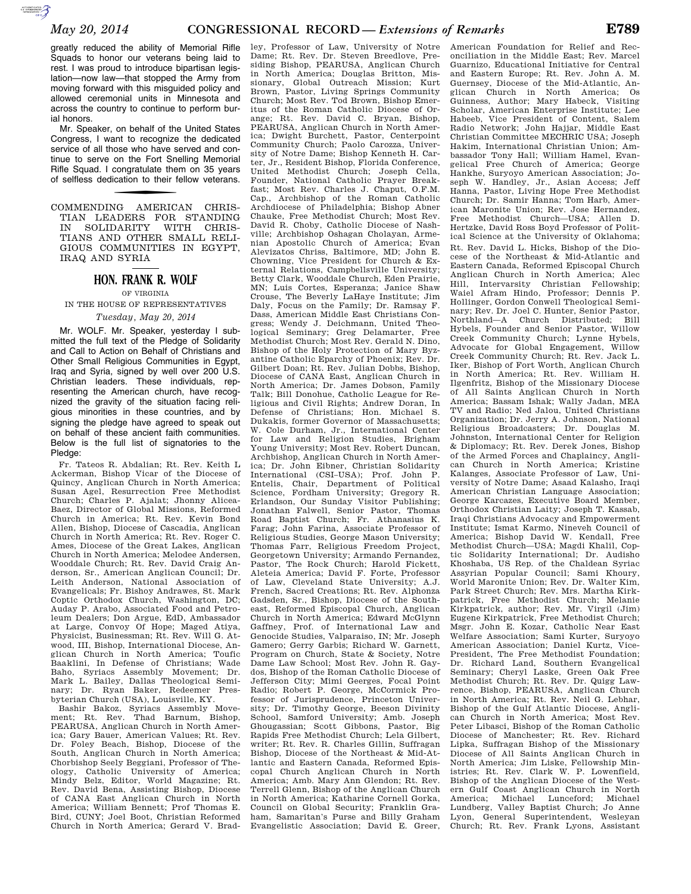greatly reduced the ability of Memorial Rifle Squads to honor our veterans being laid to rest. I was proud to introduce bipartisan legislation—now law—that stopped the Army from moving forward with this misguided policy and allowed ceremonial units in Minnesota and across the country to continue to perform burial honors.

Mr. Speaker, on behalf of the United States Congress, I want to recognize the dedicated service of all those who have served and continue to serve on the Fort Snelling Memorial Rifle Squad. I congratulate them on 35 years of selfless dedication to their fellow veterans.

## COMMENDING AMERICAN CHRISTIAN LEADERS FOR STANDING IN SOLIDARITY WITH CHRISTIANS AND OTHER SMALL RELIGIOUS COMMUNITIES IN EGYPT, IRAQ AND SYRIA

### HON. FRANK R. WOLF

OF VIRGINIA

IN THE HOUSE OF REPRESENTATIVES

*Tuesday, May 20, 2014*

Mr. WOLF. Mr. Speaker, yesterday I submitted the full text of the Pledge of Solidarity and Call to Action on Behalf of Christians and Other Small Religious Communities in Egypt, Iraq and Syria, signed by well over 200 U.S. Christian leaders. These individuals, representing the American church, have recognized the gravity of the situation facing religious minorities in these countries, and by signing the pledge have agreed to speak out on behalf of these ancient faith communities. Below is the full list of signatories to the Pledge:

Fr. Tateos R. Abdalian; Rt. Rev. Keith L Ackerman, Bishop Vicar of the Diocese of Quincy, Anglican Church in North America; Susan Agel, Resurrection Free Methodist Church; Charles P. Ajalat; Jhonny Alicea-Baez, Director of Global Missions, Reformed Church in America; Rt. Rev. Kevin Bond Allen, Bishop, Diocese of Cascadia, Anglican Church in North America; Rt. Rev. Roger C. Ames, Diocese of the Great Lakes, Anglican Church in North America; Melodee Andersen, Wooddale Church; Rt. Rev. David Craig Anderson, Sr., American Anglican Council; Dr. Leith Anderson, National Association of Evangelicals; Fr. Bishoy Andrawes, St. Mark Coptic Orthodox Church, Washington, DC; Auday P. Arabo, Associated Food and Petroleum Dealers; Don Argue, EdD, Ambassador at Large, Convoy Of Hope; Maged Atiya, Physicist, Businessman; Rt. Rev. Will G. Atwood, III, Bishop, International Diocese, Anglican Church in North America; Toufic Baaklini, In Defense of Christians; Wade Baho, Syriacs Assembly Movement; Dr. Mark L. Bailey, Dallas Theological Seminary; Dr. Ryan Baker, Redeemer Presbyterian Church (USA), Louisville, KY.

Bashir Bakoz, Syriacs Assembly Movement; Rt. Rev. Thad Barnum, Bishop, PEARUSA, Anglican Church in North America; Gary Bauer, American Values; Rt. Rev. Dr. Foley Beach, Bishop, Diocese of the South, Anglican Church in North America; Chorbishop Seely Beggiani, Professor of Theology, Catholic University of America; Mindy Belz, Editor, World Magazine; Rt. Rev. David Bena, Assisting Bishop, Diocese of CANA East Anglican Church in North America; William Bennett; Prof Thomas E. Bird, CUNY; Joel Boot, Christian Reformed Church in North America; Gerard V. Bradley, Professor of Law, University of Notre Dame; Rt. Rev. Dr. Steven Breedlove, Presiding Bishop, PEARUSA, Anglican Church in North America; Douglas Britton, Missionary, Global Outreach Mission; Kurt Brown, Pastor, Living Springs Community Church; Most Rev. Tod Brown, Bishop Emeritus of the Roman Catholic Diocese of Orange; Rt. Rev. David C. Bryan, Bishop, PEARUSA, Anglican Church in North America; Dwight Burchett, Pastor, Centerpoint Community Church; Paolo Carozza, University of Notre Dame; Bishop Kenneth H. Carter, Jr., Resident Bishop, Florida Conference, United Methodist Church; Joseph Cella, Founder, National Catholic Prayer Breakfast; Most Rev. Charles J. Chaput, O.F.M. Cap., Archbishop of the Roman Catholic Archdiocese of Philadelphia; Bishop Abner Chauke, Free Methodist Church; Most Rev. David R. Choby, Catholic Diocese of Nashville; Archbishop Oshagan Cholayan, Armenian Apostolic Church of America; Evan Alevizatos Chriss, Baltimore, MD; John E. Chowning, Vice President for Church & External Relations, Campbellsville University; Betty Clark, Wooddale Church, Eden Prairie, MN; Luis Cortes, Esperanza; Janice Shaw Crouse, The Beverly LaHaye Institute; Jim Daly, Focus on the Family; Dr. Ramsay F. Dass, American Middle East Christians Congress; Wendy J. Deichmann, United Theological Seminary; Greg Delamarter, Free Methodist Church; Most Rev. Gerald N. Dino, Bishop of the Holy Protection of Mary Byzantine Catholic Eparchy of Phoenix; Rev. Dr. Gilbert Doan; Rt. Rev. Julian Dobbs, Bishop, Diocese of CANA East, Anglican Church in North America; Dr. James Dobson, Family Talk; Bill Donohue, Catholic League for Religious and Civil Rights; Andrew Doran, In Defense of Christians; Hon. Michael S. Dukakis, former Governor of Massachusetts; W. Cole Durham, Jr., International Center for Law and Religion Studies, Brigham Young University; Most Rev. Robert Duncan, Archbishop, Anglican Church in North America; Dr. John Eibner, Christian Solidarity International (CSI–USA); Prof. John P. Entelis, Chair, Department of Political Science, Fordham University; Gregory R. Erlandson, Our Sunday Visitor Publishing; Jonathan Falwell, Senior Pastor, Thomas Road Baptist Church; Fr. Athanasius K. Farag; John Farina, Associate Professor of Religious Studies, George Mason University; Thomas Farr, Religious Freedom Project, Georgetown University; Armando Fernandez, Pastor, The Rock Church; Harold Fickett, Aleteia America; David F. Forte, Professor of Law, Cleveland State University; A.J. French, Sacred Creations; Rt. Rev. Alphonza Gadsden, Sr., Bishop, Diocese of the Southeast, Reformed Episcopal Church, Anglican Church in North America; Edward McGlynn Gaffney, Prof. of International Law and Genocide Studies, Valparaiso, IN; Mr. Joseph Gamero; Gerry Garbis; Richard W. Garnett, Program on Church, State & Society, Notre Dame Law School; Most Rev. John R. Gaydos, Bishop of the Roman Catholic Diocese of Jefferson City; Mimi Geerges, Focal Point Radio; Robert P. George, McCormick Professor of Jurisprudence, Princeton University; Dr. Timothy George, Beeson Divinity School, Samford University; Amb. Joseph Ghougassian; Scott Gibbons, Pastor, Big Rapids Free Methodist Church; Lela Gilbert, writer; Rt. Rev. R. Charles Gillin, Suffragan Bishop, Diocese of the Northeast & Mid-Atlantic and Eastern Canada, Reformed Episcopal Church Anglican Church in North America; Amb. Mary Ann Glendon; Rt. Rev. Terrell Glenn, Bishop of the Anglican Church in North America; Katharine Cornell Gorka, Council on Global Security; Franklin Graham, Samaritan's Purse and Billy Graham Evangelistic Association; David E. Greer, American Foundation for Relief and Reconciliation in the Middle East; Rev. Marcel Guarnizo, Educational Initiative for Central and Eastern Europe; Rt. Rev. John A. M. Guernsey, Diocese of the Mid-Atlantic, Anglican Church in North America; Os Guinness, Author; Mary Habeck, Visiting Scholar, American Enterprise Institute; Lee Habeeb, Vice President of Content, Salem Radio Network; John Hajjar, Middle East Christian Committee MECHRIC USA; Joseph Hakim, International Christian Union; Ambassador Tony Hall; William Hamel, Evangelical Free Church of America; George Hankhe, Suryoyo American Association; Joseph W. Handley, Jr., Asian Access; Jeff Hanna, Pastor, Living Hope Free Methodist Church; Dr. Samir Hanna; Tom Harb, American Maronite Union; Rev. Jose Hernandez, Free Methodist Church—USA; Allen D. Hertzke, David Ross Boyd Professor of Political Science at the University of Oklahoma;

Rt. Rev. David L. Hicks, Bishop of the Diocese of the Northeast & Mid-Atlantic and Eastern Canada, Reformed Episcopal Church Anglican Church in North America; Alec Hill, Intervarsity Christian Fellowship; Waiel Afram Hindo, Professor; Dennis P. Hollinger, Gordon Conwell Theological Seminary; Rev. Dr. Joel C. Hunter, Senior Pastor, Northland—A Church Distributed; Bill Hybels, Founder and Senior Pastor, Willow Creek Community Church; Lynne Hybels, Advocate for Global Engagement, Willow Creek Community Church; Rt. Rev. Jack L. Iker, Bishop of Fort Worth, Anglican Church in North America; Rt. Rev. William H. Ilgenfritz, Bishop of the Missionary Diocese of All Saints Anglican Church in North America; Bassam Ishak; Wally Jadan, MEA TV and Radio; Ned Jalou, United Christians Organization; Dr. Jerry A. Johnson, National Religious Broadcasters; Dr. Douglas M. Johnston, International Center for Religion & Diplomacy; Rt. Rev. Derek Jones, Bishop of the Armed Forces and Chaplaincy, Anglican Church in North America; Kristine Kalanges, Associate Professor of Law, University of Notre Dame; Asaad Kalasho, Iraqi American Christian Language Association; George Karcazes, Executive Board Member, Orthodox Christian Laity; Joseph T. Kassab, Iraqi Christians Advocacy and Empowerment Institute; Ismat Karmo, Nineveh Council of America; Bishop David W. Kendall, Free Methodist Church—USA; Magdi Khalil, Coptic Solidarity International; Dr. Audisho Khoshaba, US Rep. of the Chaldean Syriac Assyrian Popular Council; Sami Khoury, World Maronite Union; Rev. Dr. Walter Kim, Park Street Church; Rev. Mrs. Martha Kirkpatrick, Free Methodist Church; Melanie Kirkpatrick, author; Rev. Mr. Virgil (Jim) Eugene Kirkpatrick, Free Methodist Church; Msgr. John E. Kozar, Catholic Near East Welfare Association; Sami Kurter, Suryoyo American Association; Daniel Kurtz, Vice-President, The Free Methodist Foundation; Dr. Richard Land, Southern Evangelical Seminary; Cheryl Laske, Green Oak Free Methodist Church; Rt. Rev. Dr. Quigg Lawrence, Bishop, PEARUSA, Anglican Church in North America; Rt. Rev. Neil G. Lebhar, Bishop of the Gulf Atlantic Diocese, Anglican Church in North America; Most Rev. Peter Libasci, Bishop of the Roman Catholic Diocese of Manchester; Rt. Rev. Richard Lipka, Suffragan Bishop of the Missionary Diocese of All Saints Anglican Church in North America; Jim Liske, Fellowship Ministries; Rt. Rev. Clark W. P. Lowenfield, Bishop of the Anglican Diocese of the Western Gulf Coast Anglican Church in North America; Michael Lunceford; Michael Lundberg, Valley Baptist Church; Jo Anne Lyon, General Superintendent, Wesleyan Church; Rt. Rev. Frank Lyons, Assistant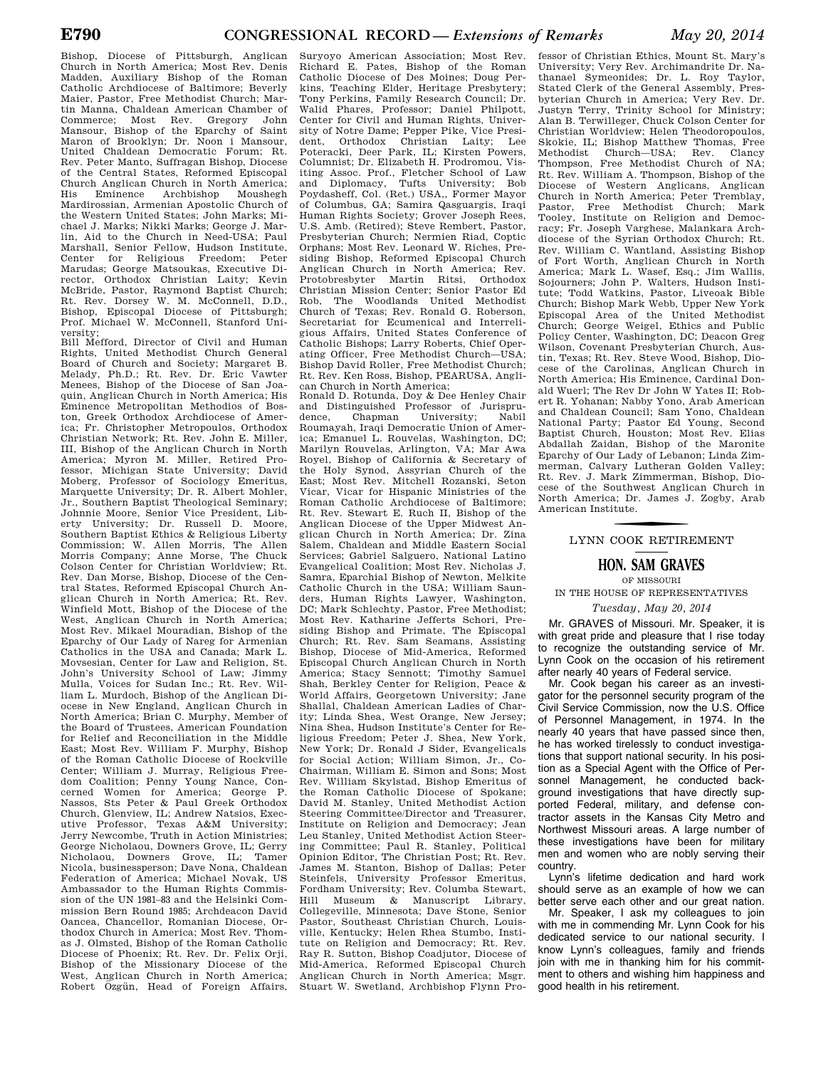Bishop, Diocese of Pittsburgh, Anglican Church in North America; Most Rev. Denis Madden, Auxiliary Bishop of the Roman Catholic Archdiocese of Baltimore; Beverly Maier, Pastor, Free Methodist Church; Martin Manna, Chaldean American Chamber of Commerce; Most Rev. Gregory John Mansour, Bishop of the Eparchy of Saint Maron of Brooklyn; Dr. Noon i Mansour, United Chaldean Democratic Forum; Rt. Rev. Peter Manto, Suffragan Bishop, Diocese of the Central States, Reformed Episcopal Church Anglican Church in North America; His Eminence Archbishop Moushegh Mardirossian, Armenian Apostolic Church of the Western United States; John Marks; Michael J. Marks; Nikki Marks; George J. Marlin, Aid to the Church in Need-USA; Paul Marshall, Senior Fellow, Hudson Institute, Center for Religious Freedom; Peter Marudas; George Matsoukas, Executive Director, Orthodox Christian Laity; Kevin McBride, Pastor, Raymond Baptist Church; Rt. Rev. Dorsey W. M. McConnell, D.D., Bishop, Episcopal Diocese of Pittsburgh; Prof. Michael W. McConnell, Stanford University;

Bill Mefford, Director of Civil and Human Rights, United Methodist Church General Board of Church and Society; Margaret B. Melady, Ph.D.; Rt. Rev. Dr. Eric Vawter Menees, Bishop of the Diocese of San Joaquin, Anglican Church in North America; His Eminence Metropolitan Methodios of Boston, Greek Orthodox Archdiocese of America; Fr. Christopher Metropoulos, Orthodox Christian Network; Rt. Rev. John E. Miller, III, Bishop of the Anglican Church in North America; Myron M. Miller, Retired Professor, Michigan State University; David Moberg, Professor of Sociology Emeritus, Marquette University; Dr. R. Albert Mohler, Jr., Southern Baptist Theological Seminary; Johnnie Moore, Senior Vice President, Liberty University; Dr. Russell D. Moore, Southern Baptist Ethics & Religious Liberty Commission; W. Allen Morris, The Allen Morris Company; Anne Morse, The Chuck Colson Center for Christian Worldview; Rt. Rev. Dan Morse, Bishop, Diocese of the Central States, Reformed Episcopal Church Anglican Church in North America; Rt. Rev. Winfield Mott, Bishop of the Diocese of the West, Anglican Church in North America; Most Rev. Mikael Mouradian, Bishop of the Eparchy of Our Lady of Nareg for Armenian Catholics in the USA and Canada; Mark L. Movsesian, Center for Law and Religion, St. John's University School of Law; Jimmy Mulla, Voices for Sudan Inc.; Rt. Rev. William L. Murdoch, Bishop of the Anglican Diocese in New England, Anglican Church in North America; Brian C. Murphy, Member of the Board of Trustees, American Foundation for Relief and Reconciliation in the Middle East; Most Rev. William F. Murphy, Bishop of the Roman Catholic Diocese of Rockville Center; William J. Murray, Religious Freedom Coalition; Penny Young Nance, Concerned Women for America; George P. Nassos, Sts Peter & Paul Greek Orthodox Church, Glenview, IL; Andrew Natsios, Executive Professor, Texas A&M University; Jerry Newcombe, Truth in Action Ministries; George Nicholaou, Downers Grove, IL; Gerry Nicholaou, Downers Grove, IL; Tamer Nicola, businessperson; Dave Nona, Chaldean Federation of America; Michael Novak, US Ambassador to the Human Rights Commission of the UN 1981–83 and the Helsinki Commission Bern Round 1985; Archdeacon David Oancea, Chancellor, Romanian Diocese, Orthodox Church in America; Most Rev. Thomas J. Olmsted, Bishop of the Roman Catholic Diocese of Phoenix; Rt. Rev. Dr. Felix Orji, Bishop of the Missionary Diocese of the West, Anglican Church in North America; Robert Özgün, Head of Foreign Affairs, Suryoyo American Association; Most Rev. Richard E. Pates, Bishop of the Roman Catholic Diocese of Des Moines; Doug Perkins, Teaching Elder, Heritage Presbytery; Tony Perkins, Family Research Council; Dr. Walid Phares, Professor; Daniel Philpott, Center for Civil and Human Rights, University of Notre Dame; Pepper Pike, Vice President, Orthodox Christian Laity; Lee Poteracki, Deer Park, IL; Kirsten Powers, Columnist; Dr. Elizabeth H. Prodromou, Visiting Assoc. Prof., Fletcher School of Law and Diplomacy, Tufts University; Bob Poydasheff, Col. (Ret.) USA,, Former Mayor of Columbus, GA; Samira Qasguargis, Iraqi Human Rights Society; Grover Joseph Rees, U.S. Amb. (Retired); Steve Rembert, Pastor, Presbyterian Church; Nermien Riad, Coptic Orphans; Most Rev. Leonard W. Riches, Presiding Bishop, Reformed Episcopal Church Anglican Church in North America; Rev. Protobresbyter Martin Ritsi, Orthodox Christian Mission Center; Senior Pastor Ed Rob, The Woodlands United Methodist Church of Texas; Rev. Ronald G. Roberson, Secretariat for Ecumenical and Interreligious Affairs, United States Conference of Catholic Bishops; Larry Roberts, Chief Operating Officer, Free Methodist Church—USA; Bishop David Roller, Free Methodist Church; Rt. Rev. Ken Ross, Bishop, PEARUSA, Anglican Church in North America;

Ronald D. Rotunda, Doy & Dee Henley Chair and Distinguished Professor of Jurisprudence, Chapman University; Nabil Roumayah, Iraqi Democratic Union of America; Emanuel L. Rouvelas, Washington, DC; Marilyn Rouvelas, Arlington, VA; Mar Awa Royel, Bishop of California & Secretary of the Holy Synod, Assyrian Church of the East; Most Rev. Mitchell Rozanski, Seton Vicar, Vicar for Hispanic Ministries of the Roman Catholic Archdiocese of Baltimore; Rt. Rev. Stewart E. Ruch II, Bishop of the Anglican Diocese of the Upper Midwest Anglican Church in North America; Dr. Zina Salem, Chaldean and Middle Eastern Social Services; Gabriel Salguero, National Latino Evangelical Coalition; Most Rev. Nicholas J. Samra, Eparchial Bishop of Newton, Melkite Catholic Church in the USA; William Saunders, Human Rights Lawyer, Washington, DC; Mark Schlechty, Pastor, Free Methodist; Most Rev. Katharine Jefferts Schori, Presiding Bishop and Primate, The Episcopal Church; Rt. Rev. Sam Seamans, Assisting Bishop, Diocese of Mid-America, Reformed Episcopal Church Anglican Church in North America; Stacy Sennott; Timothy Samuel Shah, Berkley Center for Religion, Peace & World Affairs, Georgetown University; Jane Shallal, Chaldean American Ladies of Charity; Linda Shea, West Orange, New Jersey; Nina Shea, Hudson Institute's Center for Religious Freedom; Peter J. Shea, New York, New York; Dr. Ronald J Sider, Evangelicals for Social Action; William Simon, Jr., Co-Chairman, William E. Simon and Sons; Most Rev. William Skylstad, Bishop Emeritus of the Roman Catholic Diocese of Spokane; David M. Stanley, United Methodist Action Steering Committee/Director and Treasurer, Institute on Religion and Democracy; Jean Leu Stanley, United Methodist Action Steering Committee; Paul R. Stanley, Political Opinion Editor, The Christian Post; Rt. Rev. James M. Stanton, Bishop of Dallas; Peter Steinfels, University Professor Emeritus, Fordham University; Rev. Columba Stewart, Hill Museum & Manuscript Library, Collegeville, Minnesota; Dave Stone, Senior Pastor, Southeast Christian Church, Louisville, Kentucky; Helen Rhea Stumbo, Institute on Religion and Democracy; Rt. Rev. Ray R. Sutton, Bishop Coadjutor, Diocese of Mid-America, Reformed Episcopal Church Anglican Church in North America; Msgr. Stuart W. Swetland, Archbishop Flynn Professor of Christian Ethics, Mount St. Mary's University; Very Rev. Archimandrite Dr. Nathanael Symeonides; Dr. L. Roy Taylor, Stated Clerk of the General Assembly, Presbyterian Church in America; Very Rev. Dr. Justyn Terry, Trinity School for Ministry; Alan B. Terwilleger, Chuck Colson Center for Christian Worldview; Helen Theodoropoulos, Skokie, IL; Bishop Matthew Thomas, Free Methodist Church—USA; Rev. Clancy Thompson, Free Methodist Church of NA; Rt. Rev. William A. Thompson, Bishop of the Diocese of Western Anglicans, Anglican Church in North America; Peter Tremblay, Pastor, Free Methodist Church; Mark Tooley, Institute on Religion and Democracy; Fr. Joseph Varghese, Malankara Archdiocese of the Syrian Orthodox Church; Rt. Rev. William C. Wantland, Assisting Bishop of Fort Worth, Anglican Church in North America; Mark L. Wasef, Esq.; Jim Wallis, Sojourners; John P. Walters, Hudson Institute; Todd Watkins, Pastor, Liveoak Bible Church; Bishop Mark Webb, Upper New York Episcopal Area of the United Methodist Church; George Weigel, Ethics and Public Policy Center, Washington, DC; Deacon Greg Wilson, Covenant Presbyterian Church, Austin, Texas; Rt. Rev. Steve Wood, Bishop, Diocese of the Carolinas, Anglican Church in North America; His Eminence Cardinal Donald Wuerl; The Rev Dr John W Yates II; Robert R. Yohanan; Nabby Yono, Arab American and Chaldean Council; Sam Yono, Chaldean National Party; Pastor Ed Young, Second Baptist Church, Houston; Most Rev. Elias Abdallah Zaidan, Bishop of the Maronite Eparchy of Our Lady of Lebanon; Linda Zimmerman, Calvary Lutheran Golden Valley; Rt. Rev. J. Mark Zimmerman, Bishop, Diocese of the Southwest Anglican Church in North America; Dr. James J. Zogby, Arab American Institute.

## LYNN COOK RETIREMENT

### HON. SAM GRAVES

OF MISSOURI

IN THE HOUSE OF REPRESENTATIVES

*Tuesday, May 20, 2014*

Mr. GRAVES of Missouri. Mr. Speaker, it is with great pride and pleasure that I rise today to recognize the outstanding service of Mr. Lynn Cook on the occasion of his retirement after nearly 40 years of Federal service.

Mr. Cook began his career as an investigator for the personnel security program of the Civil Service Commission, now the U.S. Office of Personnel Management, in 1974. In the nearly 40 years that have passed since then, he has worked tirelessly to conduct investigations that support national security. In his position as a Special Agent with the Office of Personnel Management, he conducted background investigations that have directly supported Federal, military, and defense contractor assets in the Kansas City Metro and Northwest Missouri areas. A large number of these investigations have been for military men and women who are nobly serving their country.

Lynn's lifetime dedication and hard work should serve as an example of how we can better serve each other and our great nation.

Mr. Speaker, I ask my colleagues to join with me in commending Mr. Lynn Cook for his dedicated service to our national security. I know Lynn's colleagues, family and friends join with me in thanking him for his commitment to others and wishing him happiness and good health in his retirement.